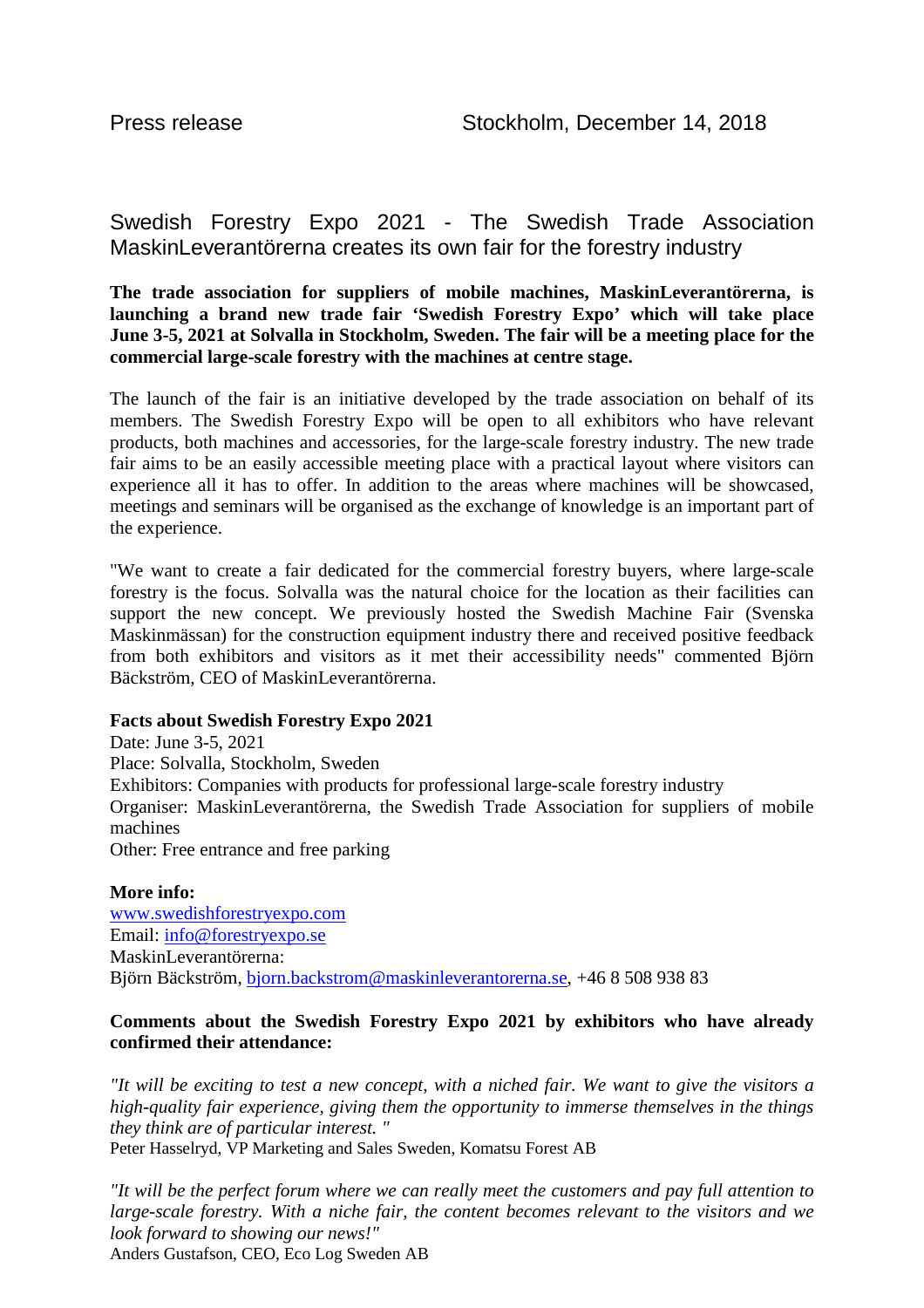Press release Stockholm, December 14, 2018

# Swedish Forestry Expo 2021 - The Swedish Trade Association MaskinLeverantörerna creates its own fair for the forestry industry

**The trade association for suppliers of mobile machines, MaskinLeverantörerna, is launching a brand new trade fair 'Swedish Forestry Expo' which will take place June 3-5, 2021 at Solvalla in Stockholm, Sweden. The fair will be a meeting place for the commercial large-scale forestry with the machines at centre stage.**

The launch of the fair is an initiative developed by the trade association on behalf of its members. The Swedish Forestry Expo will be open to all exhibitors who have relevant products, both machines and accessories, for the large-scale forestry industry. The new trade fair aims to be an easily accessible meeting place with a practical layout where visitors can experience all it has to offer. In addition to the areas where machines will be showcased, meetings and seminars will be organised as the exchange of knowledge is an important part of the experience.

"We want to create a fair dedicated for the commercial forestry buyers, where large-scale forestry is the focus. Solvalla was the natural choice for the location as their facilities can support the new concept. We previously hosted the Swedish Machine Fair (Svenska Maskinmässan) for the construction equipment industry there and received positive feedback from both exhibitors and visitors as it met their accessibility needs" commented Björn Bäckström, CEO of MaskinLeverantörerna.

**Facts about Swedish Forestry Expo 2021**

Date: June 3-5, 2021
Place: Solvalla, Stockholm, Sweden
Exhibitors: Companies with products for professional large-scale forestry industry
Organiser: MaskinLeverantörerna, the Swedish Trade Association for suppliers of mobile machines
Other: Free entrance and free parking

**More info:**

www.swedishforestryexpo.com
Email: info@forestryexpo.se
MaskinLeverantörerna:
Björn Bäckström, bjorn.backstrom@maskinleverantorerna.se, +46 8 508 938 83

**Comments about the Swedish Forestry Expo 2021 by exhibitors who have already confirmed their attendance:**

*"It will be exciting to test a new concept, with a niched fair. We want to give the visitors a high-quality fair experience, giving them the opportunity to immerse themselves in the things they think are of particular interest. "*
Peter Hasselryd, VP Marketing and Sales Sweden, Komatsu Forest AB

*"It will be the perfect forum where we can really meet the customers and pay full attention to large-scale forestry. With a niche fair, the content becomes relevant to the visitors and we look forward to showing our news!"*
Anders Gustafson, CEO, Eco Log Sweden AB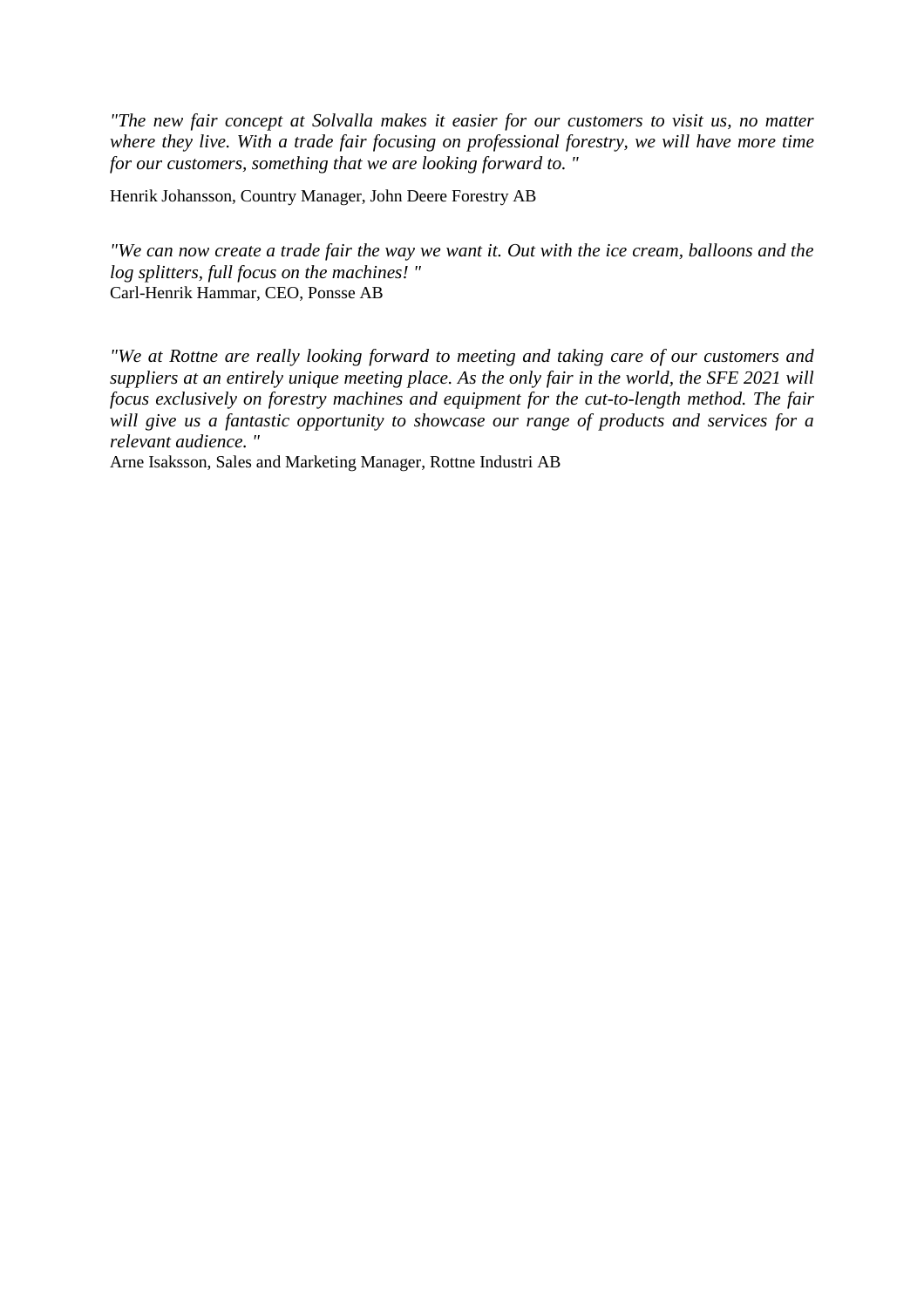*"The new fair concept at Solvalla makes it easier for our customers to visit us, no matter where they live. With a trade fair focusing on professional forestry, we will have more time for our customers, something that we are looking forward to. "*

Henrik Johansson, Country Manager, John Deere Forestry AB

*"We can now create a trade fair the way we want it. Out with the ice cream, balloons and the log splitters, full focus on the machines! "*
Carl-Henrik Hammar, CEO, Ponsse AB

*"We at Rottne are really looking forward to meeting and taking care of our customers and suppliers at an entirely unique meeting place. As the only fair in the world, the SFE 2021 will focus exclusively on forestry machines and equipment for the cut-to-length method. The fair will give us a fantastic opportunity to showcase our range of products and services for a relevant audience. "*
Arne Isaksson, Sales and Marketing Manager, Rottne Industri AB